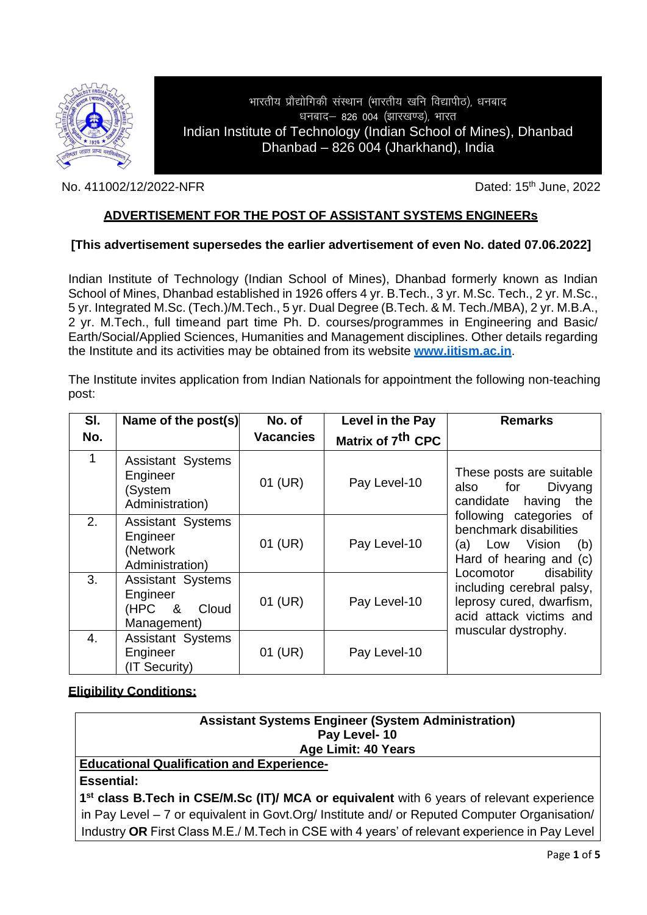भारतीय प्रौद्योगिकी संस्थान (भारतीय खनि विद्यापीठ), धनबाद
धनबाद– 826 004 (झारखण्ड), भारत

**Indian Institute of Technology (Indian School of Mines), Dhanbad**
**Dhanbad – 826 004 (Jharkhand), India**

No. 411002/12/2022-NFR

Dated: 15th June, 2022

## ADVERTISEMENT FOR THE POST OF ASSISTANT SYSTEMS ENGINEERs

**[This advertisement supersedes the earlier advertisement of even No. dated 07.06.2022]**

Indian Institute of Technology (Indian School of Mines), Dhanbad formerly known as Indian School of Mines, Dhanbad established in 1926 offers 4 yr. B.Tech., 3 yr. M.Sc. Tech., 2 yr. M.Sc., 5 yr. Integrated M.Sc. (Tech.)/M.Tech., 5 yr. Dual Degree (B.Tech. & M. Tech./MBA), 2 yr. M.B.A., 2 yr. M.Tech., full timeand part time Ph. D. courses/programmes in Engineering and Basic/ Earth/Social/Applied Sciences, Humanities and Management disciplines. Other details regarding the Institute and its activities may be obtained from its website **www.iitism.ac.in**.

The Institute invites application from Indian Nationals for appointment the following non-teaching post:

| Sl. No. | Name of the post(s) | No. of Vacancies | Level in the Pay Matrix of 7th CPC | Remarks |
|---|---|---|---|---|
| 1 | Assistant Systems Engineer (System Administration) | 01 (UR) | Pay Level-10 | These posts are suitable also for Divyang candidate having the following categories of benchmark disabilities (a) Low Vision (b) Hard of hearing and (c) Locomotor disability including cerebral palsy, leprosy cured, dwarfism, acid attack victims and muscular dystrophy. |
| 2. | Assistant Systems Engineer (Network Administration) | 01 (UR) | Pay Level-10 | |
| 3. | Assistant Systems Engineer (HPC & Cloud Management) | 01 (UR) | Pay Level-10 | |
| 4. | Assistant Systems Engineer (IT Security) | 01 (UR) | Pay Level-10 | |

### Eligibility Conditions:

**Assistant Systems Engineer (System Administration)**
**Pay Level- 10**
**Age Limit: 40 Years**

**Educational Qualification and Experience-**

**Essential:**

**1st class B.Tech in CSE/M.Sc (IT)/ MCA or equivalent** with 6 years of relevant experience in Pay Level – 7 or equivalent in Govt.Org/ Institute and/ or Reputed Computer Organisation/ Industry **OR** First Class M.E./ M.Tech in CSE with 4 years' of relevant experience in Pay Level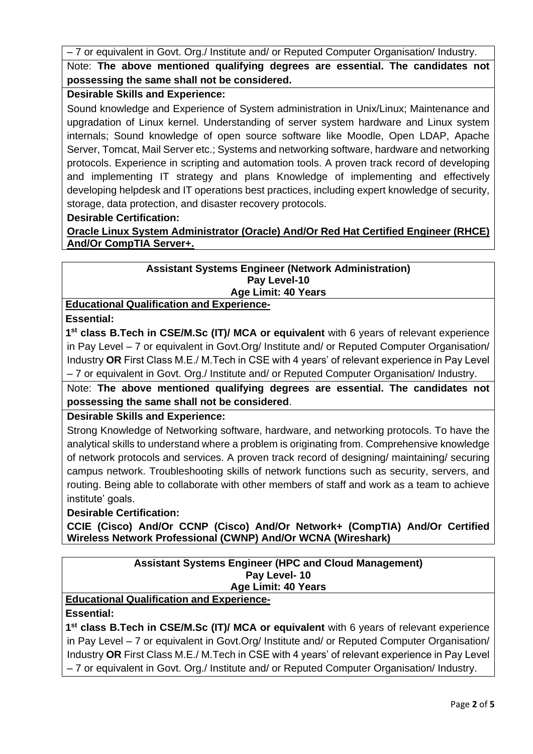– 7 or equivalent in Govt. Org./ Institute and/ or Reputed Computer Organisation/ Industry.

Note: **The above mentioned qualifying degrees are essential. The candidates not possessing the same shall not be considered.**

**Desirable Skills and Experience:**

Sound knowledge and Experience of System administration in Unix/Linux; Maintenance and upgradation of Linux kernel. Understanding of server system hardware and Linux system internals; Sound knowledge of open source software like Moodle, Open LDAP, Apache Server, Tomcat, Mail Server etc.; Systems and networking software, hardware and networking protocols. Experience in scripting and automation tools. A proven track record of developing and implementing IT strategy and plans Knowledge of implementing and effectively developing helpdesk and IT operations best practices, including expert knowledge of security, storage, data protection, and disaster recovery protocols.

**Desirable Certification:**

**Oracle Linux System Administrator (Oracle) And/Or Red Hat Certified Engineer (RHCE) And/Or CompTIA Server+.**

## Assistant Systems Engineer (Network Administration)
**Pay Level-10**
**Age Limit: 40 Years**

**Educational Qualification and Experience-**

**Essential:**

**1st class B.Tech in CSE/M.Sc (IT)/ MCA or equivalent** with 6 years of relevant experience in Pay Level – 7 or equivalent in Govt.Org/ Institute and/ or Reputed Computer Organisation/ Industry **OR** First Class M.E./ M.Tech in CSE with 4 years' of relevant experience in Pay Level – 7 or equivalent in Govt. Org./ Institute and/ or Reputed Computer Organisation/ Industry.

Note: **The above mentioned qualifying degrees are essential. The candidates not possessing the same shall not be considered**.

**Desirable Skills and Experience:**

Strong Knowledge of Networking software, hardware, and networking protocols. To have the analytical skills to understand where a problem is originating from. Comprehensive knowledge of network protocols and services. A proven track record of designing/ maintaining/ securing campus network. Troubleshooting skills of network functions such as security, servers, and routing. Being able to collaborate with other members of staff and work as a team to achieve institute' goals.

**Desirable Certification:**

**CCIE (Cisco) And/Or CCNP (Cisco) And/Or Network+ (CompTIA) And/Or Certified Wireless Network Professional (CWNP) And/Or WCNA (Wireshark)**

## Assistant Systems Engineer (HPC and Cloud Management)
**Pay Level- 10**
**Age Limit: 40 Years**

**Educational Qualification and Experience-**

**Essential:**

**1st class B.Tech in CSE/M.Sc (IT)/ MCA or equivalent** with 6 years of relevant experience in Pay Level – 7 or equivalent in Govt.Org/ Institute and/ or Reputed Computer Organisation/ Industry **OR** First Class M.E./ M.Tech in CSE with 4 years' of relevant experience in Pay Level – 7 or equivalent in Govt. Org./ Institute and/ or Reputed Computer Organisation/ Industry.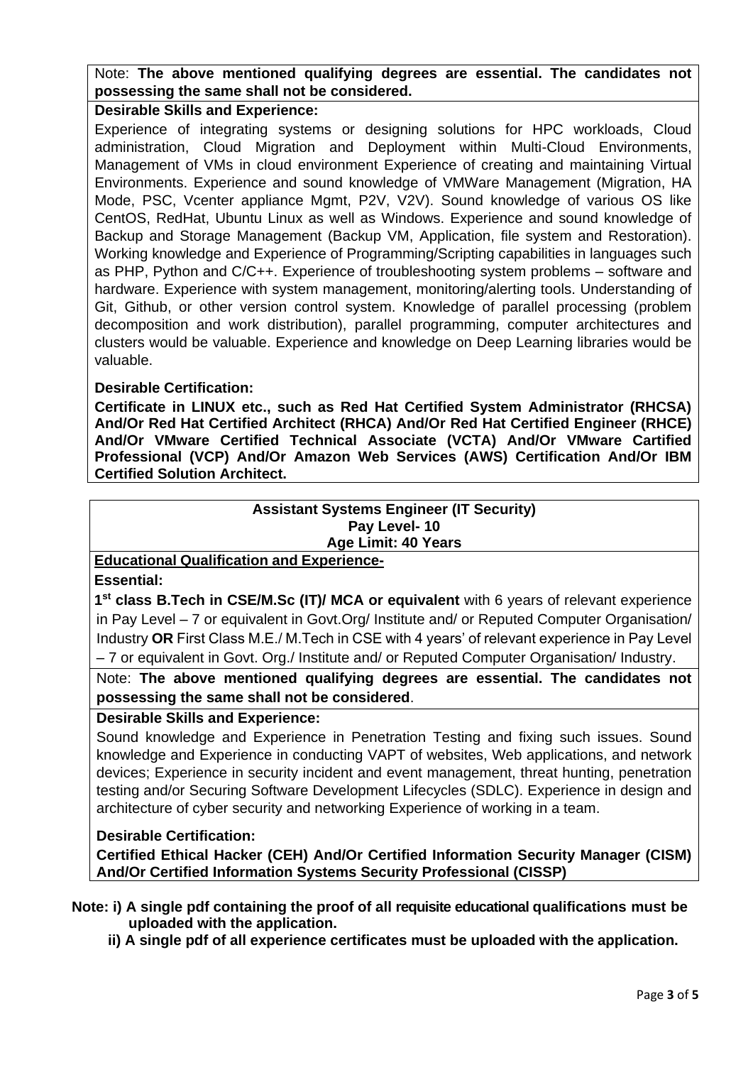Note: **The above mentioned qualifying degrees are essential. The candidates not possessing the same shall not be considered.**

**Desirable Skills and Experience:**

Experience of integrating systems or designing solutions for HPC workloads, Cloud administration, Cloud Migration and Deployment within Multi-Cloud Environments, Management of VMs in cloud environment Experience of creating and maintaining Virtual Environments. Experience and sound knowledge of VMWare Management (Migration, HA Mode, PSC, Vcenter appliance Mgmt, P2V, V2V). Sound knowledge of various OS like CentOS, RedHat, Ubuntu Linux as well as Windows. Experience and sound knowledge of Backup and Storage Management (Backup VM, Application, file system and Restoration). Working knowledge and Experience of Programming/Scripting capabilities in languages such as PHP, Python and C/C++. Experience of troubleshooting system problems – software and hardware. Experience with system management, monitoring/alerting tools. Understanding of Git, Github, or other version control system. Knowledge of parallel processing (problem decomposition and work distribution), parallel programming, computer architectures and clusters would be valuable. Experience and knowledge on Deep Learning libraries would be valuable.

**Desirable Certification:**

**Certificate in LINUX etc., such as Red Hat Certified System Administrator (RHCSA) And/Or Red Hat Certified Architect (RHCA) And/Or Red Hat Certified Engineer (RHCE) And/Or VMware Certified Technical Associate (VCTA) And/Or VMware Cartified Professional (VCP) And/Or Amazon Web Services (AWS) Certification And/Or IBM Certified Solution Architect.**

## Assistant Systems Engineer (IT Security)
**Pay Level- 10**
**Age Limit: 40 Years**

**Educational Qualification and Experience-**

**Essential:**

**1st class B.Tech in CSE/M.Sc (IT)/ MCA or equivalent** with 6 years of relevant experience in Pay Level – 7 or equivalent in Govt.Org/ Institute and/ or Reputed Computer Organisation/ Industry **OR** First Class M.E./ M.Tech in CSE with 4 years' of relevant experience in Pay Level – 7 or equivalent in Govt. Org./ Institute and/ or Reputed Computer Organisation/ Industry.

Note: **The above mentioned qualifying degrees are essential. The candidates not possessing the same shall not be considered**.

**Desirable Skills and Experience:**

Sound knowledge and Experience in Penetration Testing and fixing such issues. Sound knowledge and Experience in conducting VAPT of websites, Web applications, and network devices; Experience in security incident and event management, threat hunting, penetration testing and/or Securing Software Development Lifecycles (SDLC). Experience in design and architecture of cyber security and networking Experience of working in a team.

**Desirable Certification:**

**Certified Ethical Hacker (CEH) And/Or Certified Information Security Manager (CISM) And/Or Certified Information Systems Security Professional (CISSP)**

**Note: i) A single pdf containing the proof of all requisite educational qualifications must be uploaded with the application.**

**ii) A single pdf of all experience certificates must be uploaded with the application.**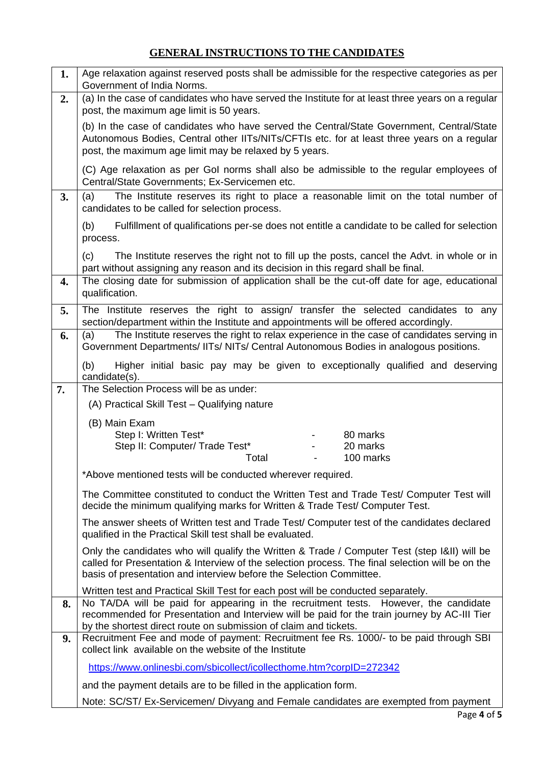## GENERAL INSTRUCTIONS TO THE CANDIDATES

| | |
|---|---|
| **1.** | Age relaxation against reserved posts shall be admissible for the respective categories as per Government of India Norms. |
| **2.** | (a) In the case of candidates who have served the Institute for at least three years on a regular post, the maximum age limit is 50 years.<br><br>(b) In the case of candidates who have served the Central/State Government, Central/State Autonomous Bodies, Central other IITs/NITs/CFTIs etc. for at least three years on a regular post, the maximum age limit may be relaxed by 5 years.<br><br>(C) Age relaxation as per GoI norms shall also be admissible to the regular employees of Central/State Governments; Ex-Servicemen etc. |
| **3.** | (a) The Institute reserves its right to place a reasonable limit on the total number of candidates to be called for selection process.<br><br>(b) Fulfillment of qualifications per-se does not entitle a candidate to be called for selection process.<br><br>(c) The Institute reserves the right not to fill up the posts, cancel the Advt. in whole or in part without assigning any reason and its decision in this regard shall be final. |
| **4.** | The closing date for submission of application shall be the cut-off date for age, educational qualification. |
| **5.** | The Institute reserves the right to assign/ transfer the selected candidates to any section/department within the Institute and appointments will be offered accordingly. |
| **6.** | (a) The Institute reserves the right to relax experience in the case of candidates serving in Government Departments/ IITs/ NITs/ Central Autonomous Bodies in analogous positions.<br><br>(b) Higher initial basic pay may be given to exceptionally qualified and deserving candidate(s). |
| **7.** | The Selection Process will be as under:<br><br>(A) Practical Skill Test – Qualifying nature<br><br>(B) Main Exam<br>Step I: Written Test* - 80 marks<br>Step II: Computer/ Trade Test* - 20 marks<br>Total - 100 marks<br><br>*Above mentioned tests will be conducted wherever required.<br><br>The Committee constituted to conduct the Written Test and Trade Test/ Computer Test will decide the minimum qualifying marks for Written & Trade Test/ Computer Test.<br><br>The answer sheets of Written test and Trade Test/ Computer test of the candidates declared qualified in the Practical Skill test shall be evaluated.<br><br>Only the candidates who will qualify the Written & Trade / Computer Test (step I&II) will be called for Presentation & Interview of the selection process. The final selection will be on the basis of presentation and interview before the Selection Committee.<br><br>Written test and Practical Skill Test for each post will be conducted separately. |
| **8.** | No TA/DA will be paid for appearing in the recruitment tests. However, the candidate recommended for Presentation and Interview will be paid for the train journey by AC-III Tier by the shortest direct route on submission of claim and tickets. |
| **9.** | Recruitment Fee and mode of payment: Recruitment fee Rs. 1000/- to be paid through SBI collect link available on the website of the Institute<br><br>https://www.onlinesbi.com/sbicollect/icollecthome.htm?corpID=272342<br><br>and the payment details are to be filled in the application form.<br><br>Note: SC/ST/ Ex-Servicemen/ Divyang and Female candidates are exempted from payment |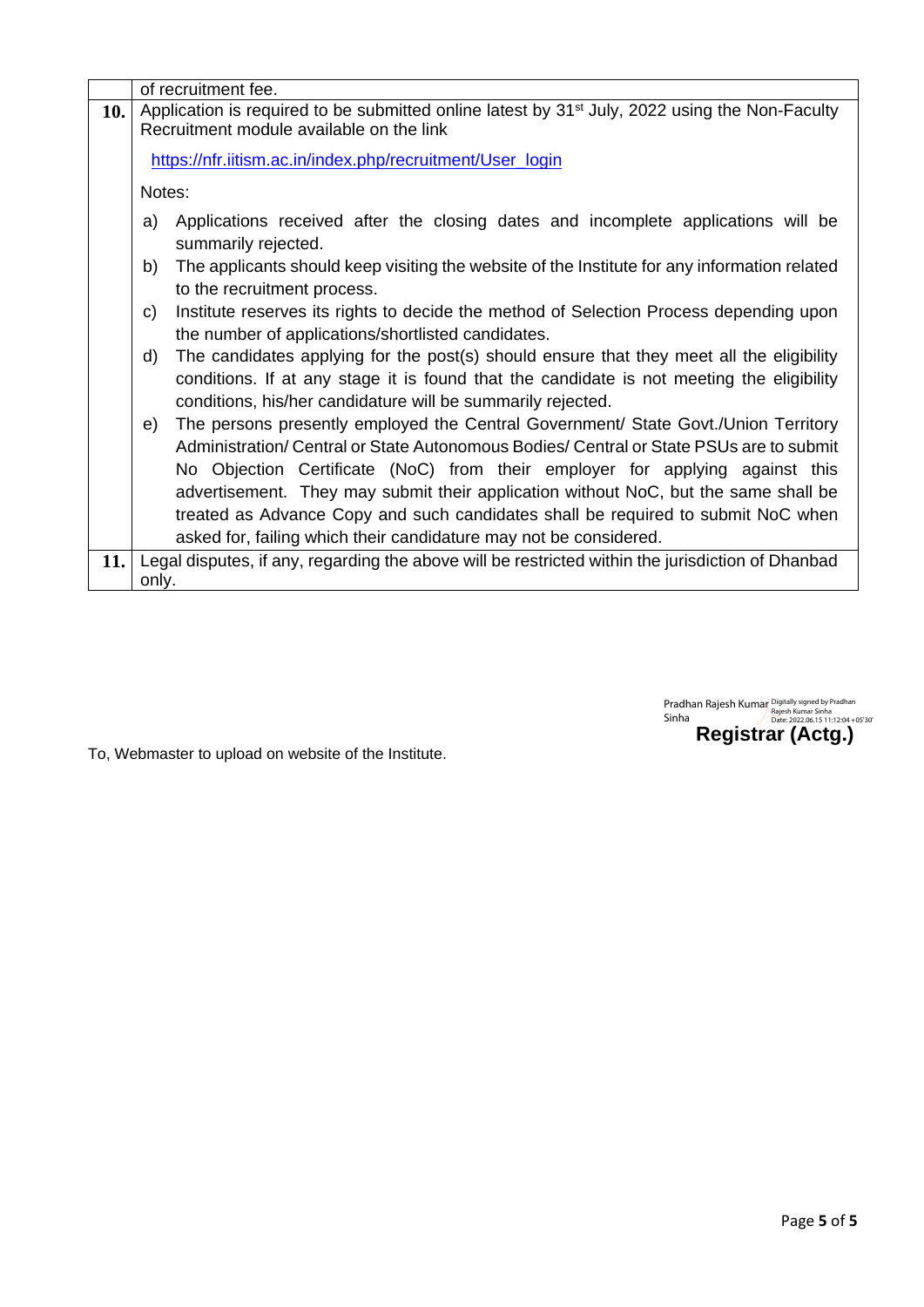| | |
|---|---|
| | of recruitment fee. |
| **10.** | Application is required to be submitted online latest by 31st July, 2022 using the Non-Faculty Recruitment module available on the link<br><br>https://nfr.iitism.ac.in/index.php/recruitment/User_login<br><br>Notes:<br><br>a) Applications received after the closing dates and incomplete applications will be summarily rejected.<br>b) The applicants should keep visiting the website of the Institute for any information related to the recruitment process.<br>c) Institute reserves its rights to decide the method of Selection Process depending upon the number of applications/shortlisted candidates.<br>d) The candidates applying for the post(s) should ensure that they meet all the eligibility conditions. If at any stage it is found that the candidate is not meeting the eligibility conditions, his/her candidature will be summarily rejected.<br>e) The persons presently employed the Central Government/ State Govt./Union Territory Administration/ Central or State Autonomous Bodies/ Central or State PSUs are to submit No Objection Certificate (NoC) from their employer for applying against this advertisement. They may submit their application without NoC, but the same shall be treated as Advance Copy and such candidates shall be required to submit NoC when asked for, failing which their candidature may not be considered. |
| **11.** | Legal disputes, if any, regarding the above will be restricted within the jurisdiction of Dhanbad only. |

Pradhan Rajesh Kumar Sinha
Digitally signed by Pradhan Rajesh Kumar Sinha
Date: 2022.06.15 11:12:04 +05'30'

**Registrar (Actg.)**

To, Webmaster to upload on website of the Institute.